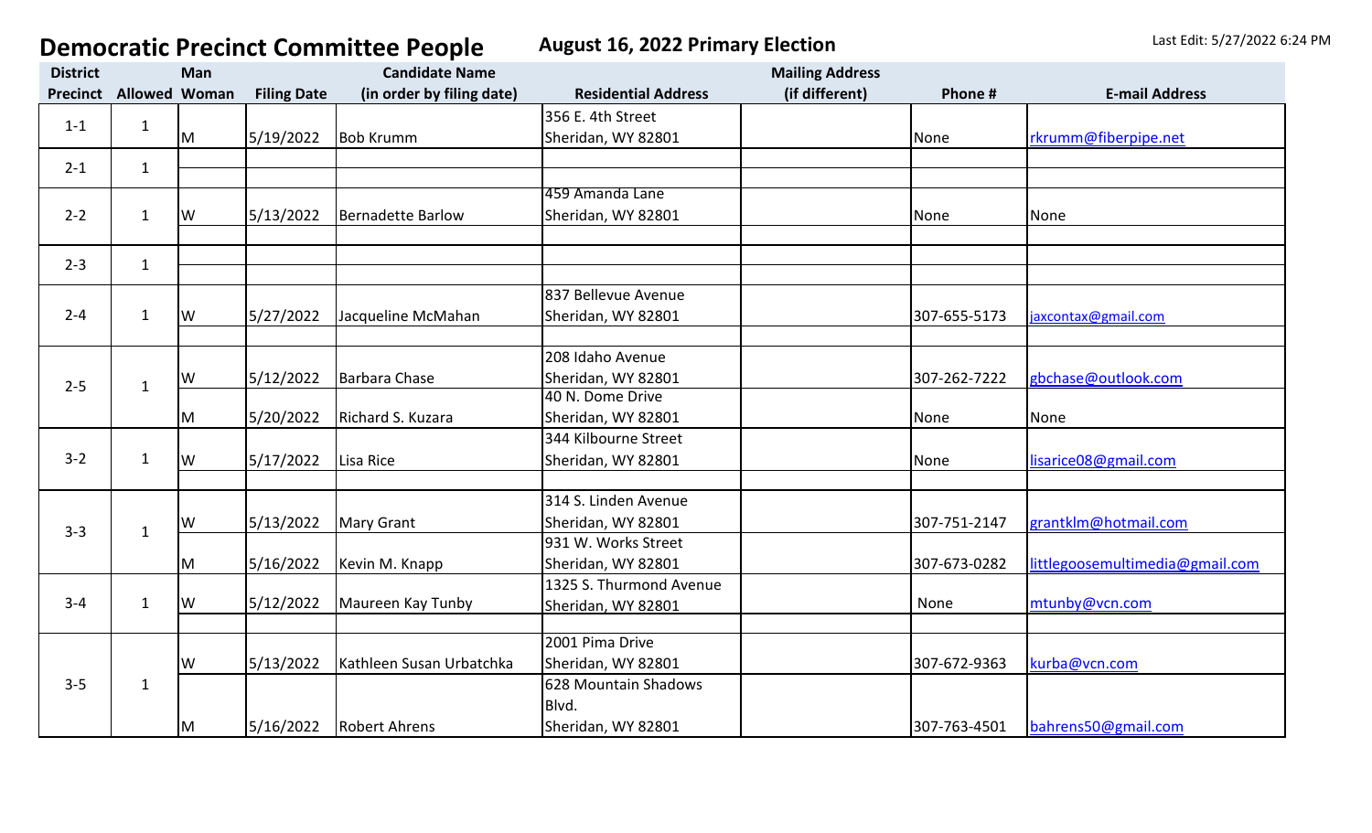# Democratic Precinct Committee People

## August 16, 2022 Primary Election

Last Edit: 5/27/2022 6:24 PM

| District Precinct | Allowed | Man Woman | Filing Date | Candidate Name (in order by filing date) | Residential Address | Mailing Address (if different) | Phone # | E-mail Address |
|---|---|---|---|---|---|---|---|---|
| 1-1 | 1 | M | 5/19/2022 | Bob Krumm | 356 E. 4th Street Sheridan, WY 82801 | | None | rkrumm@fiberpipe.net |
| 2-1 | 1 | | | | | | | |
| 2-2 | 1 | W | 5/13/2022 | Bernadette Barlow | 459 Amanda Lane Sheridan, WY 82801 | | None | None |
| 2-3 | 1 | | | | | | | |
| 2-4 | 1 | W | 5/27/2022 | Jacqueline McMahan | 837 Bellevue Avenue Sheridan, WY 82801 | | 307-655-5173 | jaxcontax@gmail.com |
| 2-5 | 1 | W | 5/12/2022 | Barbara Chase | 208 Idaho Avenue Sheridan, WY 82801 | | 307-262-7222 | gbchase@outlook.com |
| | | M | 5/20/2022 | Richard S. Kuzara | 40 N. Dome Drive Sheridan, WY 82801 | | None | None |
| 3-2 | 1 | W | 5/17/2022 | Lisa Rice | 344 Kilbourne Street Sheridan, WY 82801 | | None | lisarice08@gmail.com |
| 3-3 | 1 | W | 5/13/2022 | Mary Grant | 314 S. Linden Avenue Sheridan, WY 82801 | | 307-751-2147 | grantklm@hotmail.com |
| | | M | 5/16/2022 | Kevin M. Knapp | 931 W. Works Street Sheridan, WY 82801 | | 307-673-0282 | littlegoosemultimedia@gmail.com |
| 3-4 | 1 | W | 5/12/2022 | Maureen Kay Tunby | 1325 S. Thurmond Avenue Sheridan, WY 82801 | | None | mtunby@vcn.com |
| 3-5 | 1 | W | 5/13/2022 | Kathleen Susan Urbatchka | 2001 Pima Drive Sheridan, WY 82801 | | 307-672-9363 | kurba@vcn.com |
| | | M | 5/16/2022 | Robert Ahrens | 628 Mountain Shadows Blvd. Sheridan, WY 82801 | | 307-763-4501 | bahrens50@gmail.com |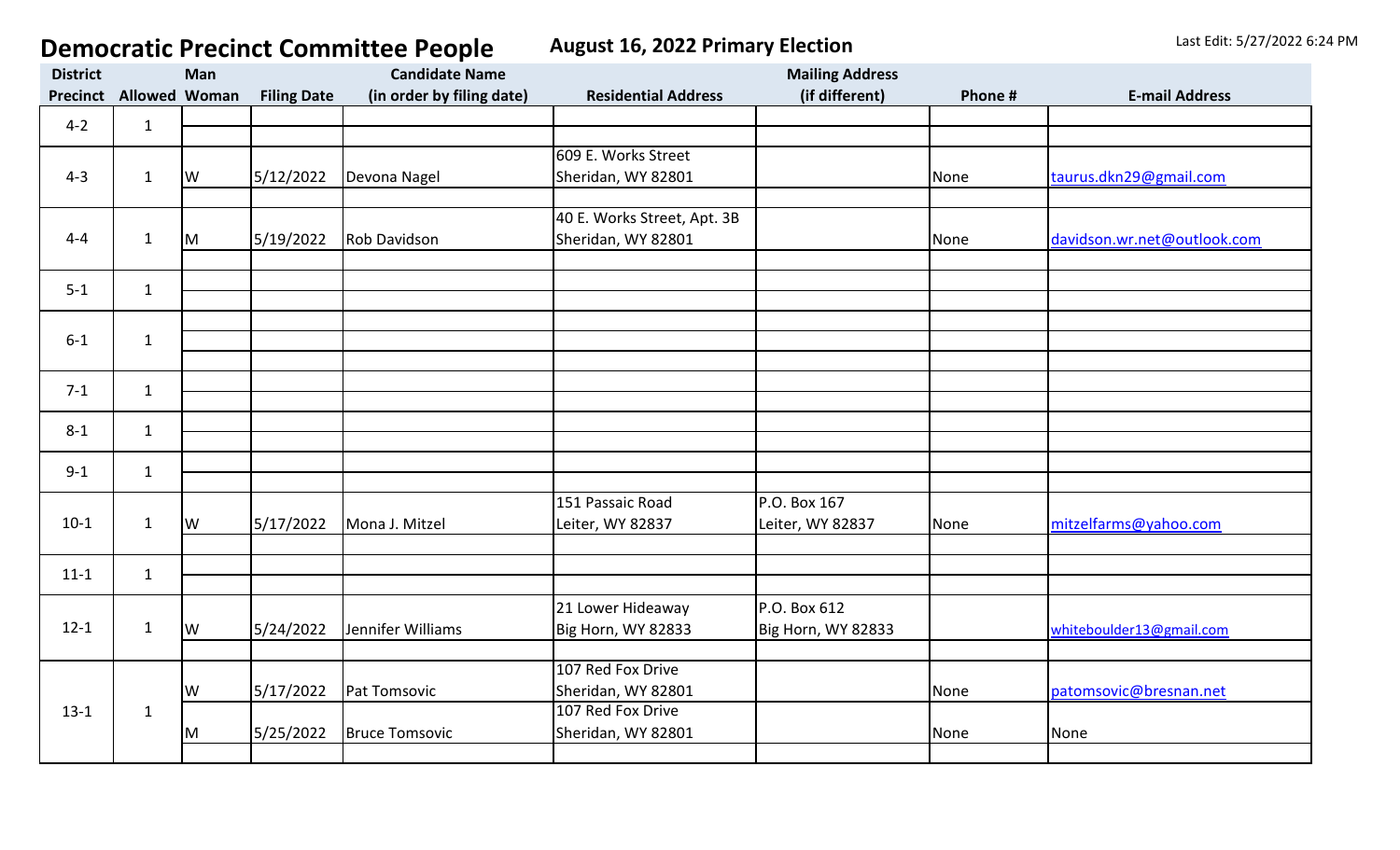# Democratic Precinct Committee People

**August 16, 2022 Primary Election**

Last Edit: 5/27/2022 6:24 PM

| District Precinct | Allowed | Man Woman | Filing Date | Candidate Name (in order by filing date) | Residential Address | Mailing Address (if different) | Phone # | E-mail Address |
|---|---|---|---|---|---|---|---|---|
| 4-2 | 1 | | | | | | | |
| 4-3 | 1 | W | 5/12/2022 | Devona Nagel | 609 E. Works Street Sheridan, WY 82801 | | None | taurus.dkn29@gmail.com |
| 4-4 | 1 | M | 5/19/2022 | Rob Davidson | 40 E. Works Street, Apt. 3B Sheridan, WY 82801 | | None | davidson.wr.net@outlook.com |
| 5-1 | 1 | | | | | | | |
| 6-1 | 1 | | | | | | | |
| 7-1 | 1 | | | | | | | |
| 8-1 | 1 | | | | | | | |
| 9-1 | 1 | | | | | | | |
| 10-1 | 1 | W | 5/17/2022 | Mona J. Mitzel | 151 Passaic Road Leiter, WY 82837 | P.O. Box 167 Leiter, WY 82837 | None | mitzelfarms@yahoo.com |
| 11-1 | 1 | | | | | | | |
| 12-1 | 1 | W | 5/24/2022 | Jennifer Williams | 21 Lower Hideaway Big Horn, WY 82833 | P.O. Box 612 Big Horn, WY 82833 | | whiteboulder13@gmail.com |
| 13-1 | 1 | W | 5/17/2022 | Pat Tomsovic | 107 Red Fox Drive Sheridan, WY 82801 | | None | patomsovic@bresnan.net |
| | | M | 5/25/2022 | Bruce Tomsovic | 107 Red Fox Drive Sheridan, WY 82801 | | None | None |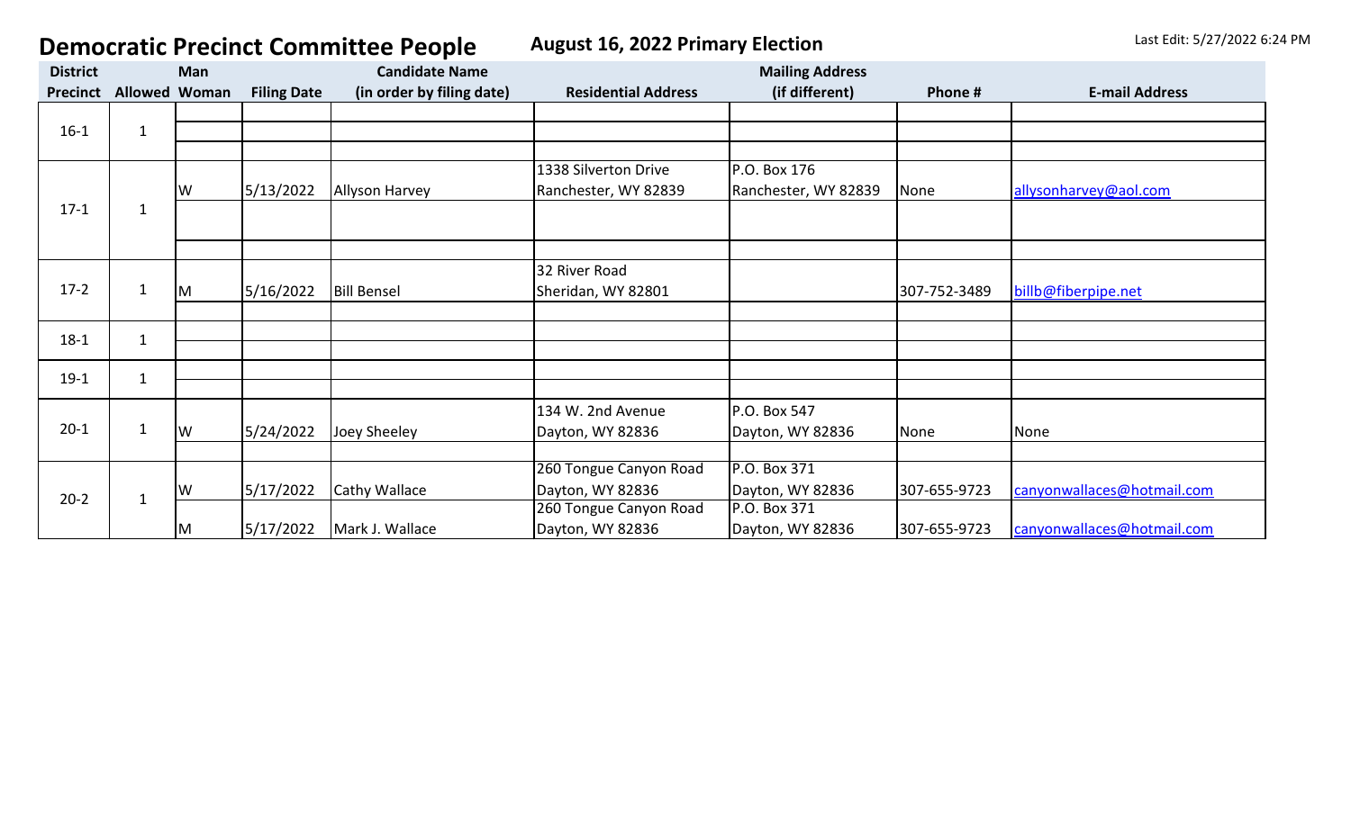# Democratic Precinct Committee People

## August 16, 2022 Primary Election

Last Edit: 5/27/2022 6:24 PM

| District Precinct | Allowed | Man Woman | Filing Date | Candidate Name (in order by filing date) | Residential Address | Mailing Address (if different) | Phone # | E-mail Address |
|---|---|---|---|---|---|---|---|---|
| 16-1 | 1 | | | | | | | |
| | | | | | | | | |
| | | | | | | | | |
| 17-1 | 1 | W | 5/13/2022 | Allyson Harvey | 1338 Silverton Drive Ranchester, WY 82839 | P.O. Box 176 Ranchester, WY 82839 | None | allysonharvey@aol.com |
| | | | | | | | | |
| | | | | | | | | |
| 17-2 | 1 | M | 5/16/2022 | Bill Bensel | 32 River Road Sheridan, WY 82801 | | 307-752-3489 | billb@fiberpipe.net |
| | | | | | | | | |
| 18-1 | 1 | | | | | | | |
| | | | | | | | | |
| 19-1 | 1 | | | | | | | |
| | | | | | | | | |
| 20-1 | 1 | W | 5/24/2022 | Joey Sheeley | 134 W. 2nd Avenue Dayton, WY 82836 | P.O. Box 547 Dayton, WY 82836 | None | None |
| | | | | | | | | |
| 20-2 | 1 | W | 5/17/2022 | Cathy Wallace | 260 Tongue Canyon Road Dayton, WY 82836 | P.O. Box 371 Dayton, WY 82836 | 307-655-9723 | canyonwallaces@hotmail.com |
| | | M | 5/17/2022 | Mark J. Wallace | 260 Tongue Canyon Road Dayton, WY 82836 | P.O. Box 371 Dayton, WY 82836 | 307-655-9723 | canyonwallaces@hotmail.com |